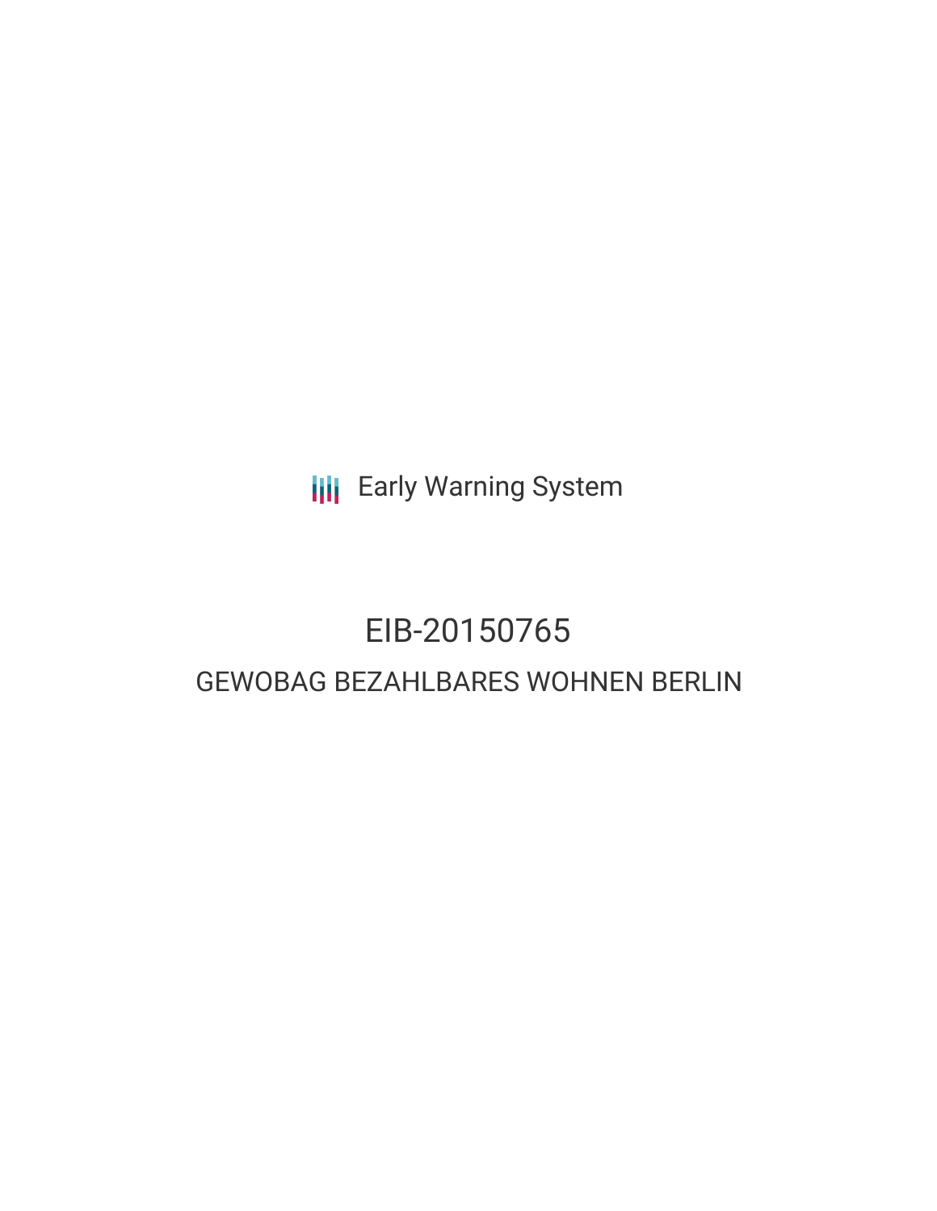Early Warning System

# EIB-20150765

## GEWOBAG BEZAHLBARES WOHNEN BERLIN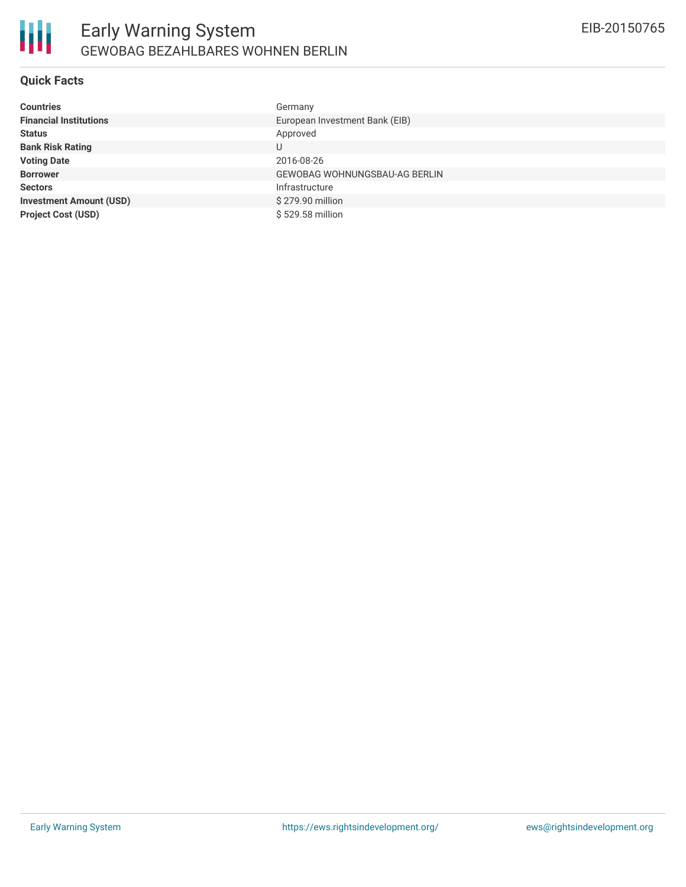# Early Warning System
## GEWOBAG BEZAHLBARES WOHNEN BERLIN

EIB-20150765

### Quick Facts

| | |
|---|---|
| **Countries** | Germany |
| **Financial Institutions** | European Investment Bank (EIB) |
| **Status** | Approved |
| **Bank Risk Rating** | U |
| **Voting Date** | 2016-08-26 |
| **Borrower** | GEWOBAG WOHNUNGSBAU-AG BERLIN |
| **Sectors** | Infrastructure |
| **Investment Amount (USD)** | $ 279.90 million |
| **Project Cost (USD)** | $ 529.58 million |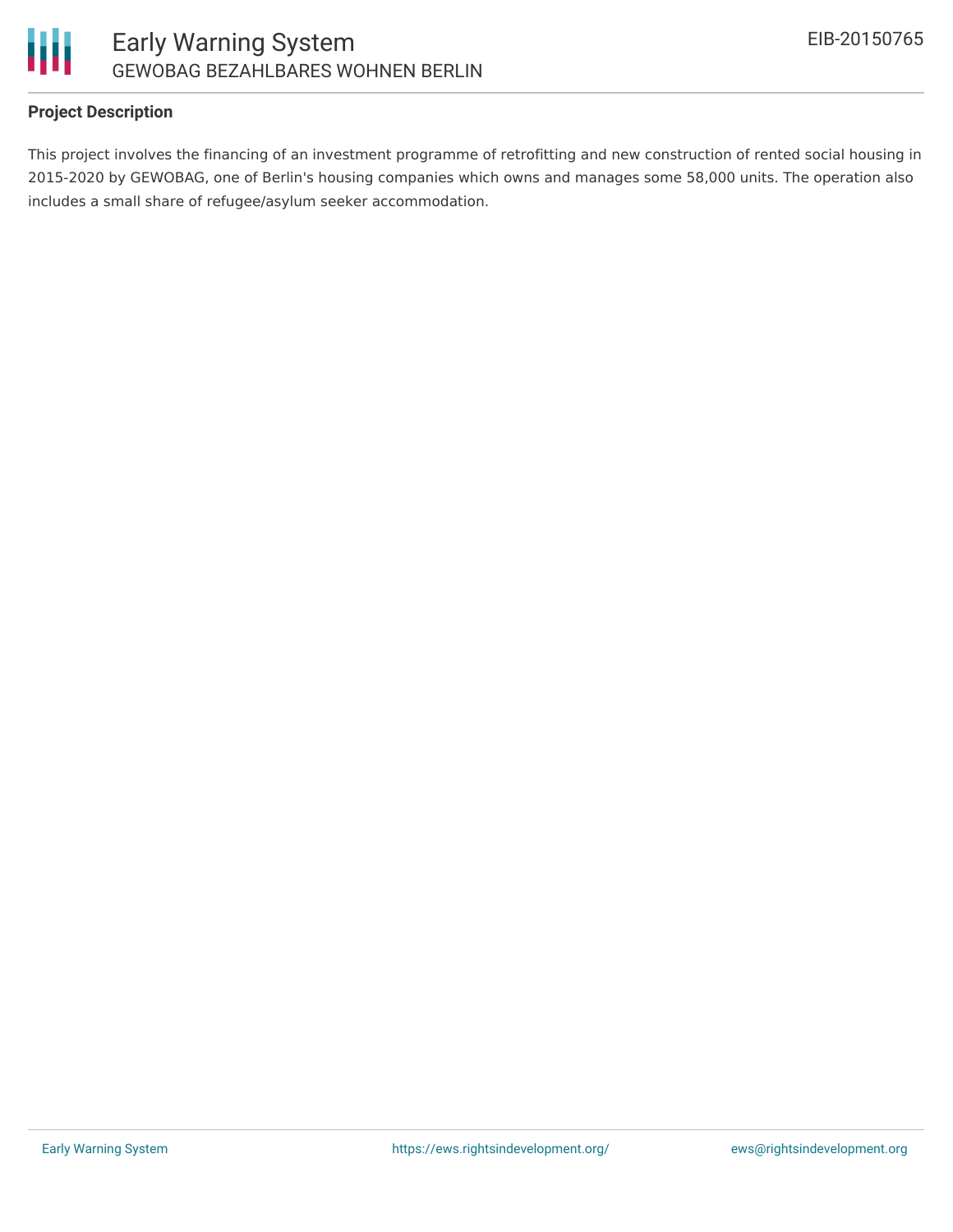## Project Description

This project involves the financing of an investment programme of retrofitting and new construction of rented social housing in 2015-2020 by GEWOBAG, one of Berlin's housing companies which owns and manages some 58,000 units. The operation also includes a small share of refugee/asylum seeker accommodation.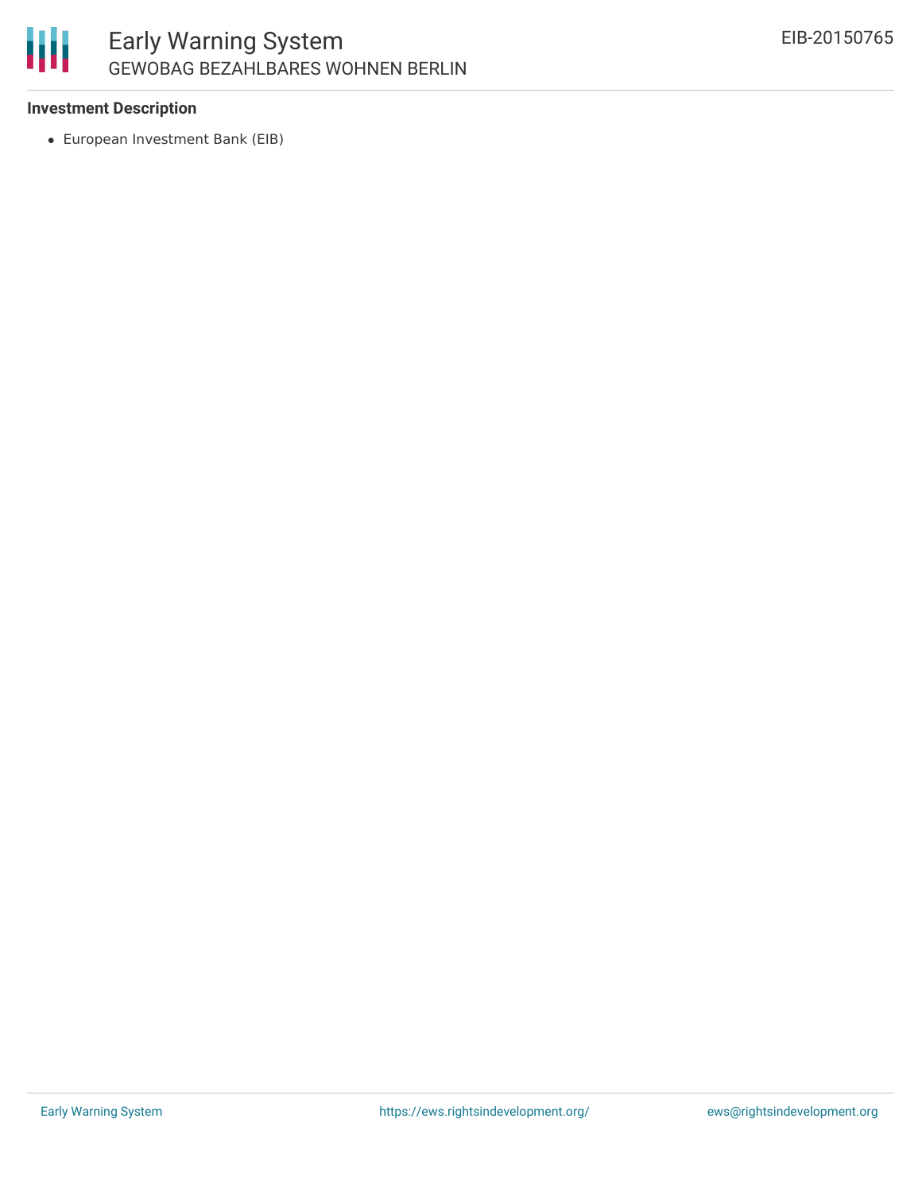### Investment Description

- European Investment Bank (EIB)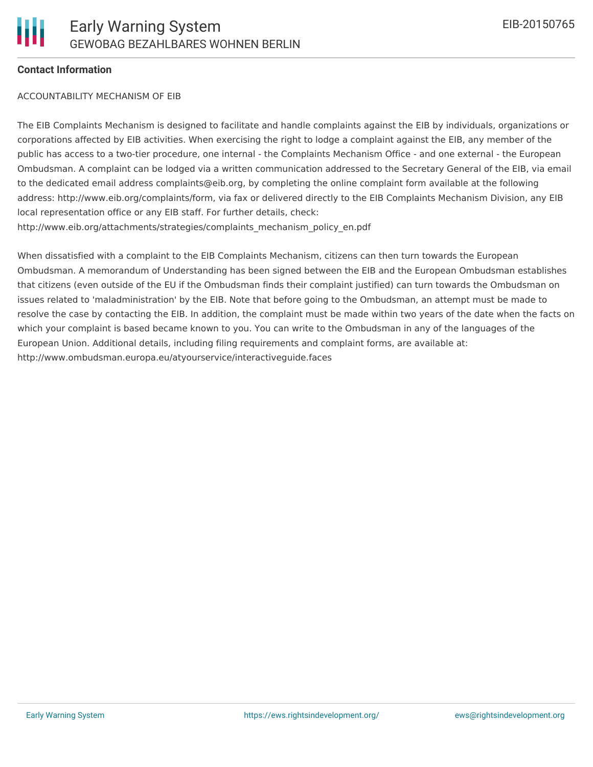## Contact Information

ACCOUNTABILITY MECHANISM OF EIB

The EIB Complaints Mechanism is designed to facilitate and handle complaints against the EIB by individuals, organizations or corporations affected by EIB activities. When exercising the right to lodge a complaint against the EIB, any member of the public has access to a two-tier procedure, one internal - the Complaints Mechanism Office - and one external - the European Ombudsman. A complaint can be lodged via a written communication addressed to the Secretary General of the EIB, via email to the dedicated email address complaints@eib.org, by completing the online complaint form available at the following address: http://www.eib.org/complaints/form, via fax or delivered directly to the EIB Complaints Mechanism Division, any EIB local representation office or any EIB staff. For further details, check: http://www.eib.org/attachments/strategies/complaints_mechanism_policy_en.pdf

When dissatisfied with a complaint to the EIB Complaints Mechanism, citizens can then turn towards the European Ombudsman. A memorandum of Understanding has been signed between the EIB and the European Ombudsman establishes that citizens (even outside of the EU if the Ombudsman finds their complaint justified) can turn towards the Ombudsman on issues related to 'maladministration' by the EIB. Note that before going to the Ombudsman, an attempt must be made to resolve the case by contacting the EIB. In addition, the complaint must be made within two years of the date when the facts on which your complaint is based became known to you. You can write to the Ombudsman in any of the languages of the European Union. Additional details, including filing requirements and complaint forms, are available at: http://www.ombudsman.europa.eu/atyourservice/interactiveguide.faces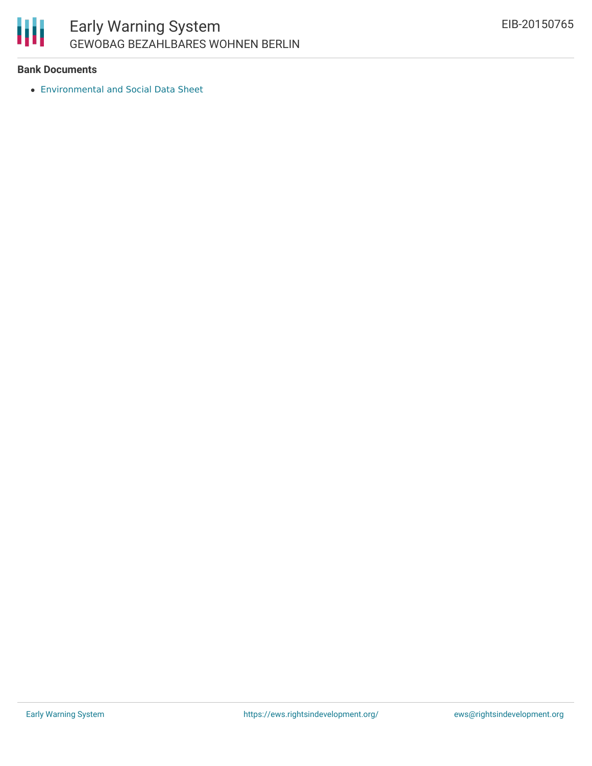**Bank Documents**

- Environmental and Social Data Sheet